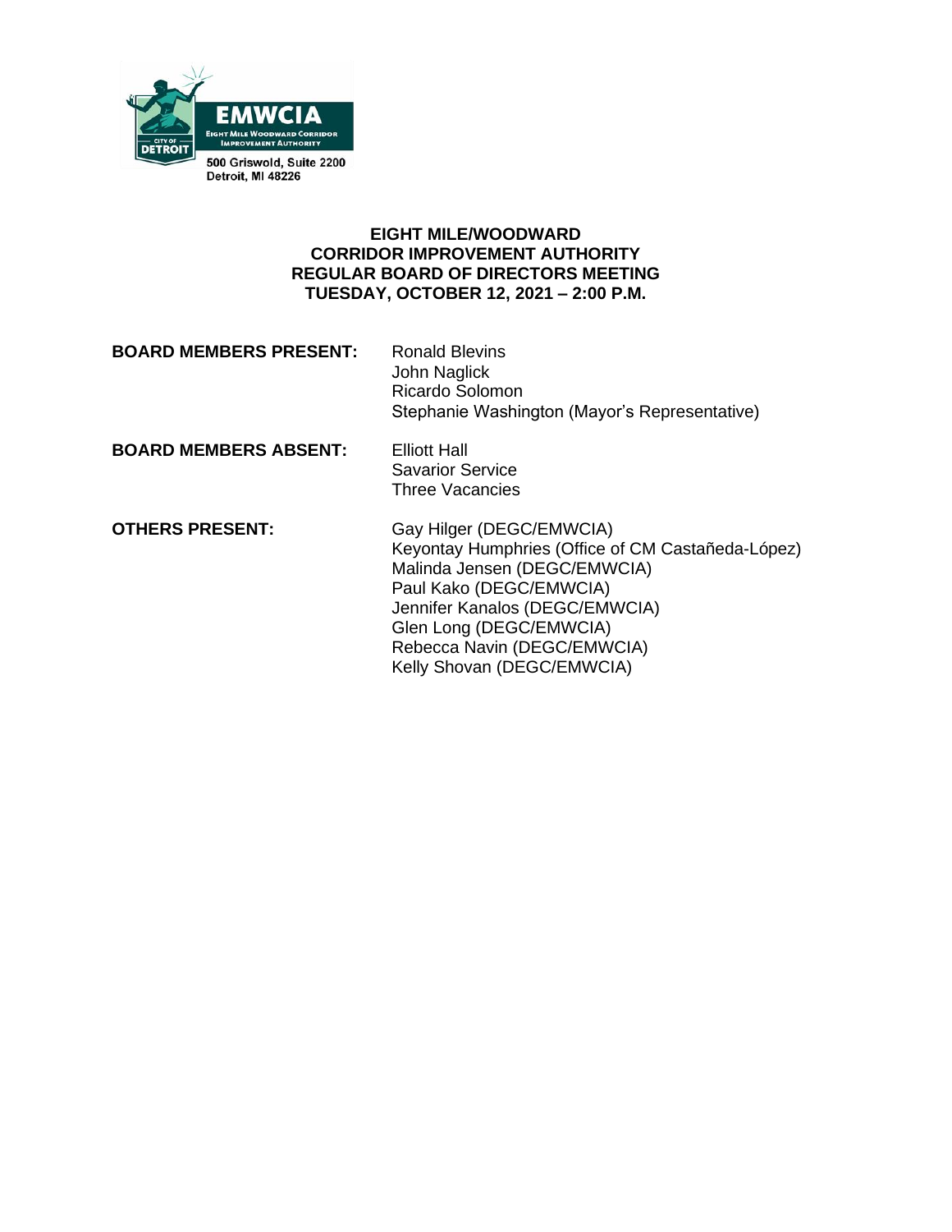EMWCIA
EIGHT MILE WOODWARD CORRIDOR IMPROVEMENT AUTHORITY
CITY OF DETROIT

500 Griswold, Suite 2200
Detroit, MI 48226

**EIGHT MILE/WOODWARD**
**CORRIDOR IMPROVEMENT AUTHORITY**
**REGULAR BOARD OF DIRECTORS MEETING**
**TUESDAY, OCTOBER 12, 2021 – 2:00 P.M.**

**BOARD MEMBERS PRESENT:**
Ronald Blevins
John Naglick
Ricardo Solomon
Stephanie Washington (Mayor's Representative)

**BOARD MEMBERS ABSENT:**
Elliott Hall
Savarior Service
Three Vacancies

**OTHERS PRESENT:**
Gay Hilger (DEGC/EMWCIA)
Keyontay Humphries (Office of CM Castañeda-López)
Malinda Jensen (DEGC/EMWCIA)
Paul Kako (DEGC/EMWCIA)
Jennifer Kanalos (DEGC/EMWCIA)
Glen Long (DEGC/EMWCIA)
Rebecca Navin (DEGC/EMWCIA)
Kelly Shovan (DEGC/EMWCIA)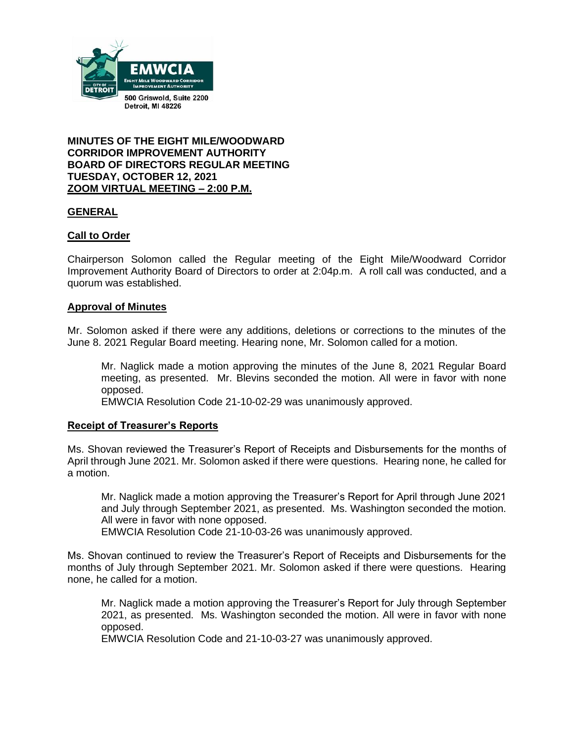500 Griswold, Suite 2200
Detroit, MI 48226

**MINUTES OF THE EIGHT MILE/WOODWARD CORRIDOR IMPROVEMENT AUTHORITY BOARD OF DIRECTORS REGULAR MEETING TUESDAY, OCTOBER 12, 2021**
**ZOOM VIRTUAL MEETING – 2:00 P.M.**

## GENERAL

### Call to Order

Chairperson Solomon called the Regular meeting of the Eight Mile/Woodward Corridor Improvement Authority Board of Directors to order at 2:04p.m. A roll call was conducted, and a quorum was established.

### Approval of Minutes

Mr. Solomon asked if there were any additions, deletions or corrections to the minutes of the June 8. 2021 Regular Board meeting. Hearing none, Mr. Solomon called for a motion.

> Mr. Naglick made a motion approving the minutes of the June 8, 2021 Regular Board meeting, as presented. Mr. Blevins seconded the motion. All were in favor with none opposed.
> EMWCIA Resolution Code 21-10-02-29 was unanimously approved.

### Receipt of Treasurer's Reports

Ms. Shovan reviewed the Treasurer's Report of Receipts and Disbursements for the months of April through June 2021. Mr. Solomon asked if there were questions. Hearing none, he called for a motion.

> Mr. Naglick made a motion approving the Treasurer's Report for April through June 2021 and July through September 2021, as presented. Ms. Washington seconded the motion. All were in favor with none opposed.
> EMWCIA Resolution Code 21-10-03-26 was unanimously approved.

Ms. Shovan continued to review the Treasurer's Report of Receipts and Disbursements for the months of July through September 2021. Mr. Solomon asked if there were questions. Hearing none, he called for a motion.

> Mr. Naglick made a motion approving the Treasurer's Report for July through September 2021, as presented. Ms. Washington seconded the motion. All were in favor with none opposed.
> EMWCIA Resolution Code and 21-10-03-27 was unanimously approved.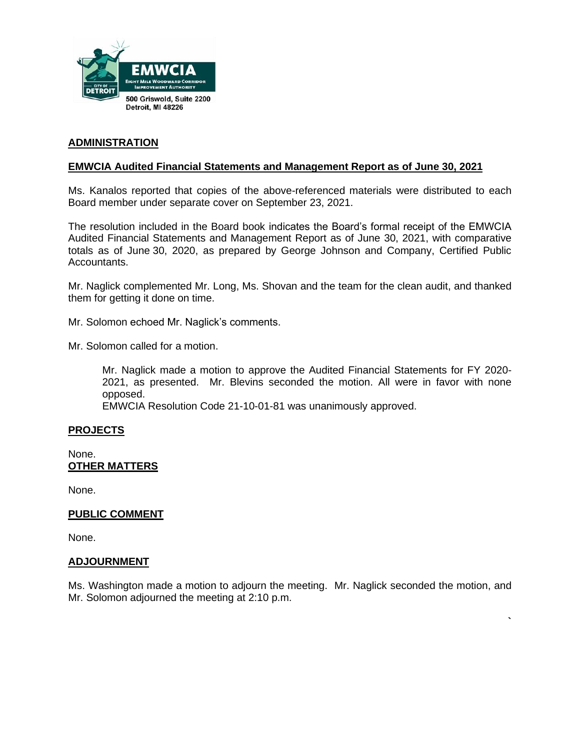EMWCIA
EIGHT MILE WOODWARD CORRIDOR IMPROVEMENT AUTHORITY
CITY OF DETROIT

500 Griswold, Suite 2200
Detroit, MI 48226

## ADMINISTRATION

### EMWCIA Audited Financial Statements and Management Report as of June 30, 2021

Ms. Kanalos reported that copies of the above-referenced materials were distributed to each Board member under separate cover on September 23, 2021.

The resolution included in the Board book indicates the Board's formal receipt of the EMWCIA Audited Financial Statements and Management Report as of June 30, 2021, with comparative totals as of June 30, 2020, as prepared by George Johnson and Company, Certified Public Accountants.

Mr. Naglick complemented Mr. Long, Ms. Shovan and the team for the clean audit, and thanked them for getting it done on time.

Mr. Solomon echoed Mr. Naglick's comments.

Mr. Solomon called for a motion.

> Mr. Naglick made a motion to approve the Audited Financial Statements for FY 2020-2021, as presented. Mr. Blevins seconded the motion. All were in favor with none opposed.
> EMWCIA Resolution Code 21-10-01-81 was unanimously approved.

## PROJECTS

None.

## OTHER MATTERS

None.

## PUBLIC COMMENT

None.

## ADJOURNMENT

Ms. Washington made a motion to adjourn the meeting. Mr. Naglick seconded the motion, and Mr. Solomon adjourned the meeting at 2:10 p.m.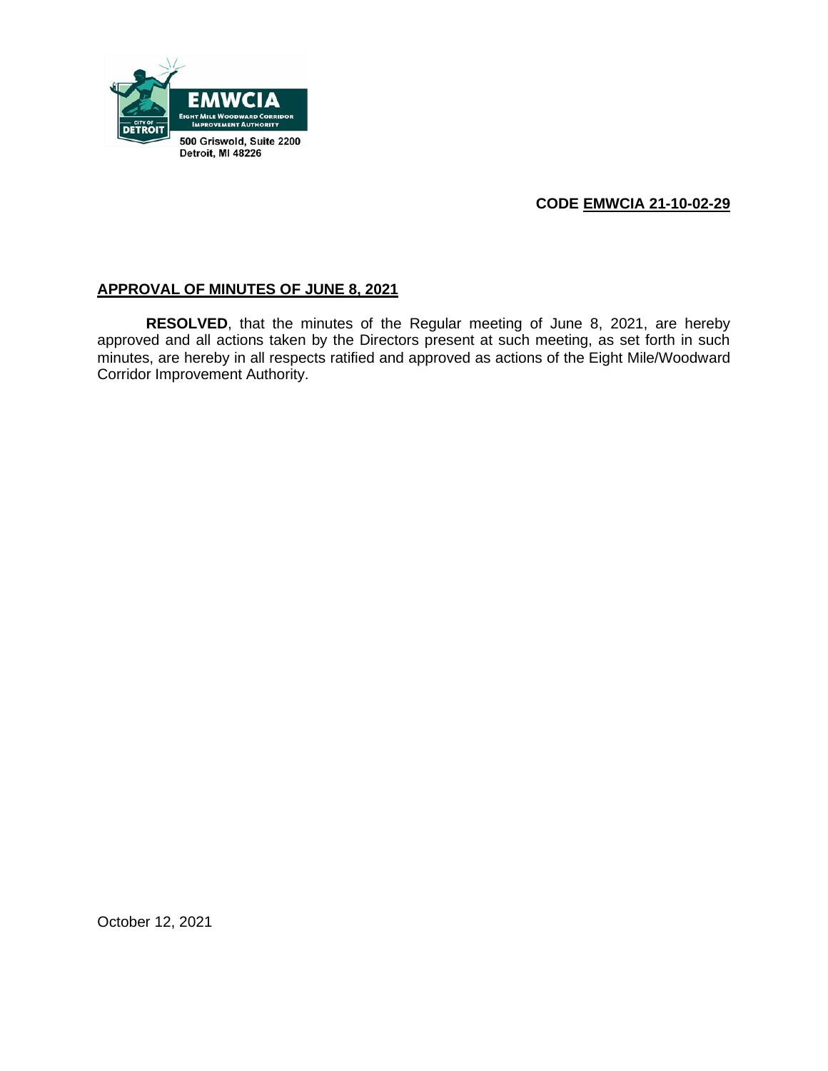500 Griswold, Suite 2200
Detroit, MI 48226

**CODE EMWCIA 21-10-02-29**

## APPROVAL OF MINUTES OF JUNE 8, 2021

**RESOLVED**, that the minutes of the Regular meeting of June 8, 2021, are hereby approved and all actions taken by the Directors present at such meeting, as set forth in such minutes, are hereby in all respects ratified and approved as actions of the Eight Mile/Woodward Corridor Improvement Authority.

October 12, 2021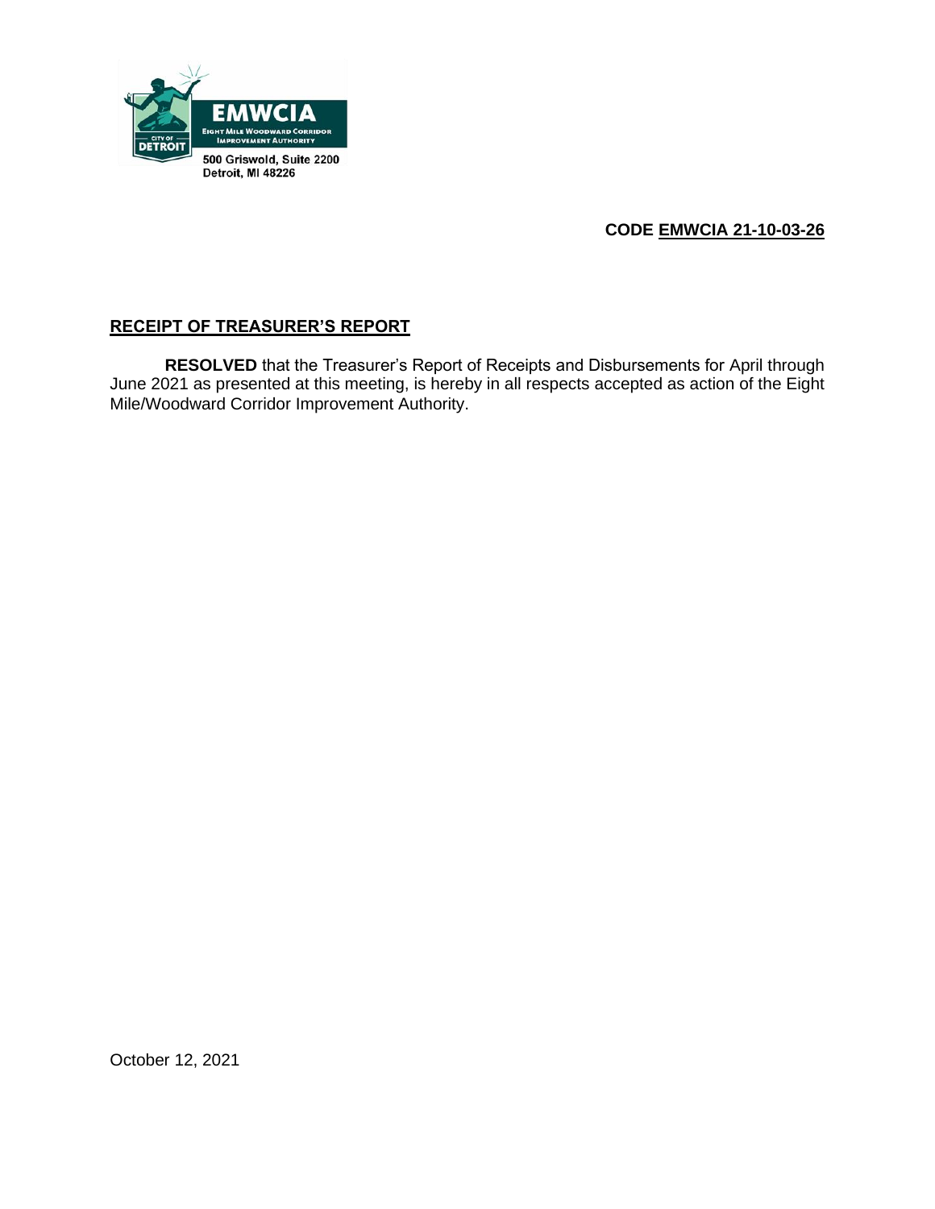EMWCIA

EIGHT MILE WOODWARD CORRIDOR IMPROVEMENT AUTHORITY

CITY OF DETROIT

500 Griswold, Suite 2200
Detroit, MI 48226

**CODE EMWCIA 21-10-03-26**

## RECEIPT OF TREASURER'S REPORT

**RESOLVED** that the Treasurer's Report of Receipts and Disbursements for April through June 2021 as presented at this meeting, is hereby in all respects accepted as action of the Eight Mile/Woodward Corridor Improvement Authority.

October 12, 2021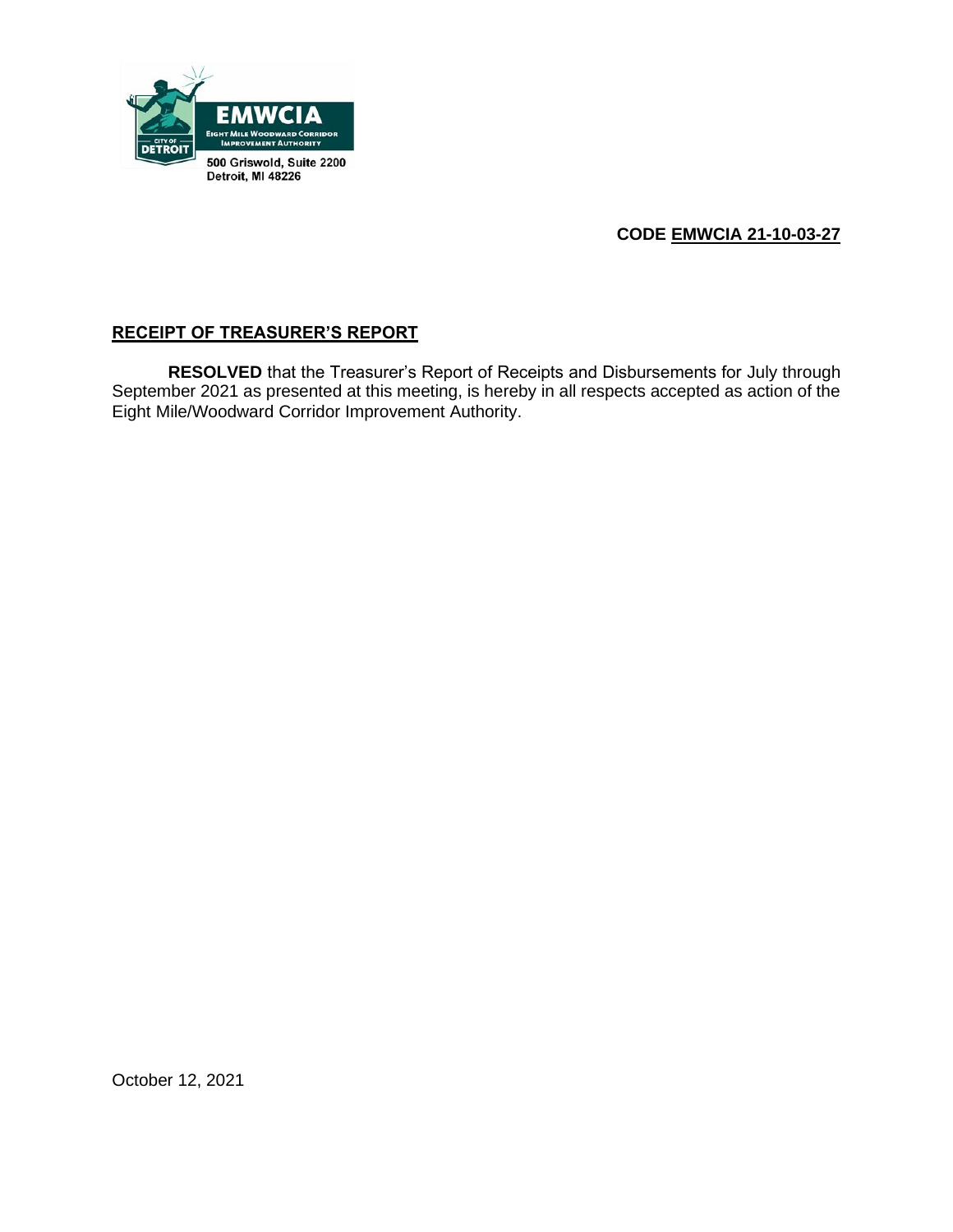500 Griswold, Suite 2200
Detroit, MI 48226

**CODE EMWCIA 21-10-03-27**

**RECEIPT OF TREASURER'S REPORT**

**RESOLVED** that the Treasurer's Report of Receipts and Disbursements for July through September 2021 as presented at this meeting, is hereby in all respects accepted as action of the Eight Mile/Woodward Corridor Improvement Authority.

October 12, 2021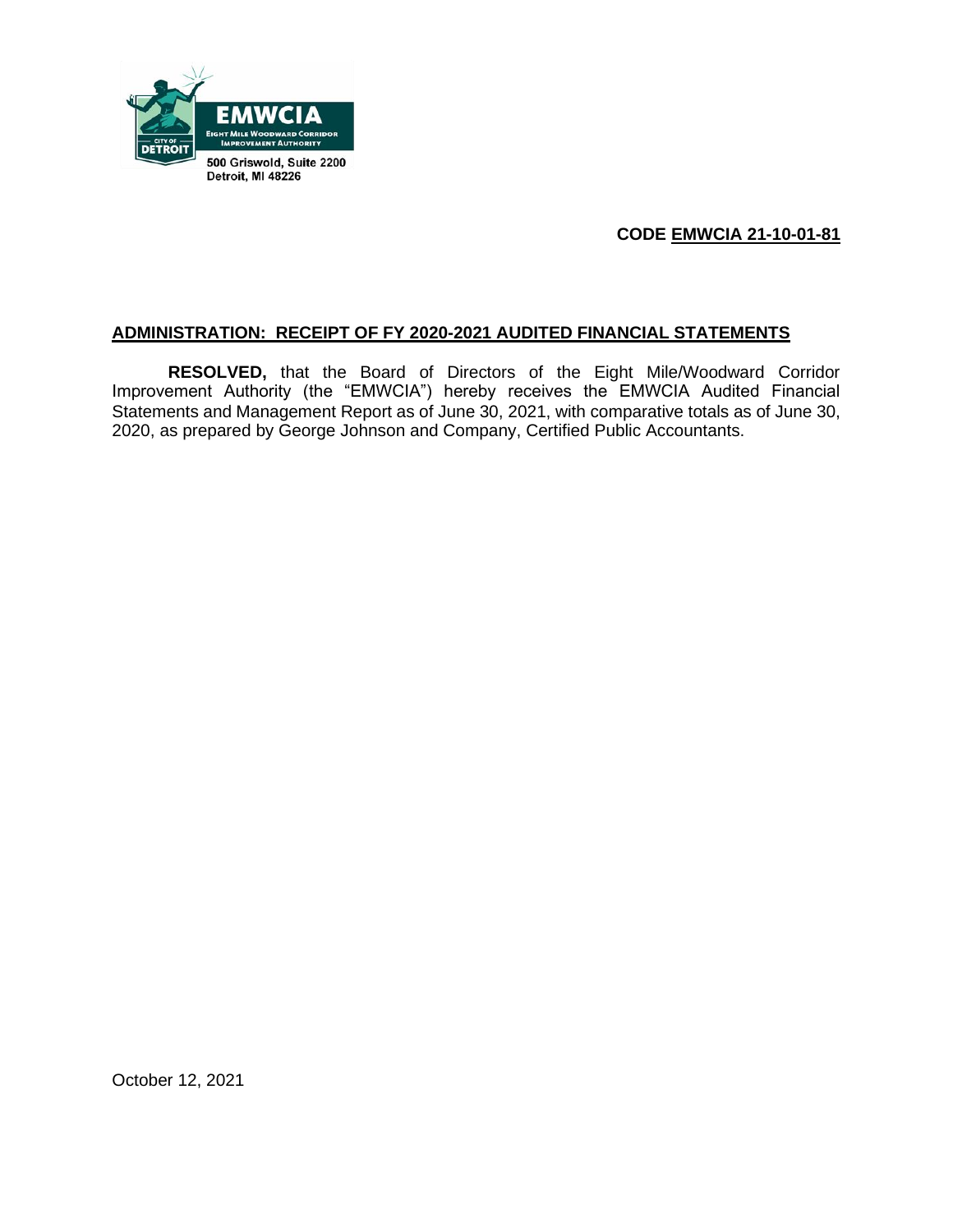EMWCIA

EIGHT MILE WOODWARD CORRIDOR IMPROVEMENT AUTHORITY

CITY OF DETROIT

500 Griswold, Suite 2200
Detroit, MI 48226

**CODE EMWCIA 21-10-01-81**

## ADMINISTRATION: RECEIPT OF FY 2020-2021 AUDITED FINANCIAL STATEMENTS

**RESOLVED,** that the Board of Directors of the Eight Mile/Woodward Corridor Improvement Authority (the "EMWCIA") hereby receives the EMWCIA Audited Financial Statements and Management Report as of June 30, 2021, with comparative totals as of June 30, 2020, as prepared by George Johnson and Company, Certified Public Accountants.

October 12, 2021